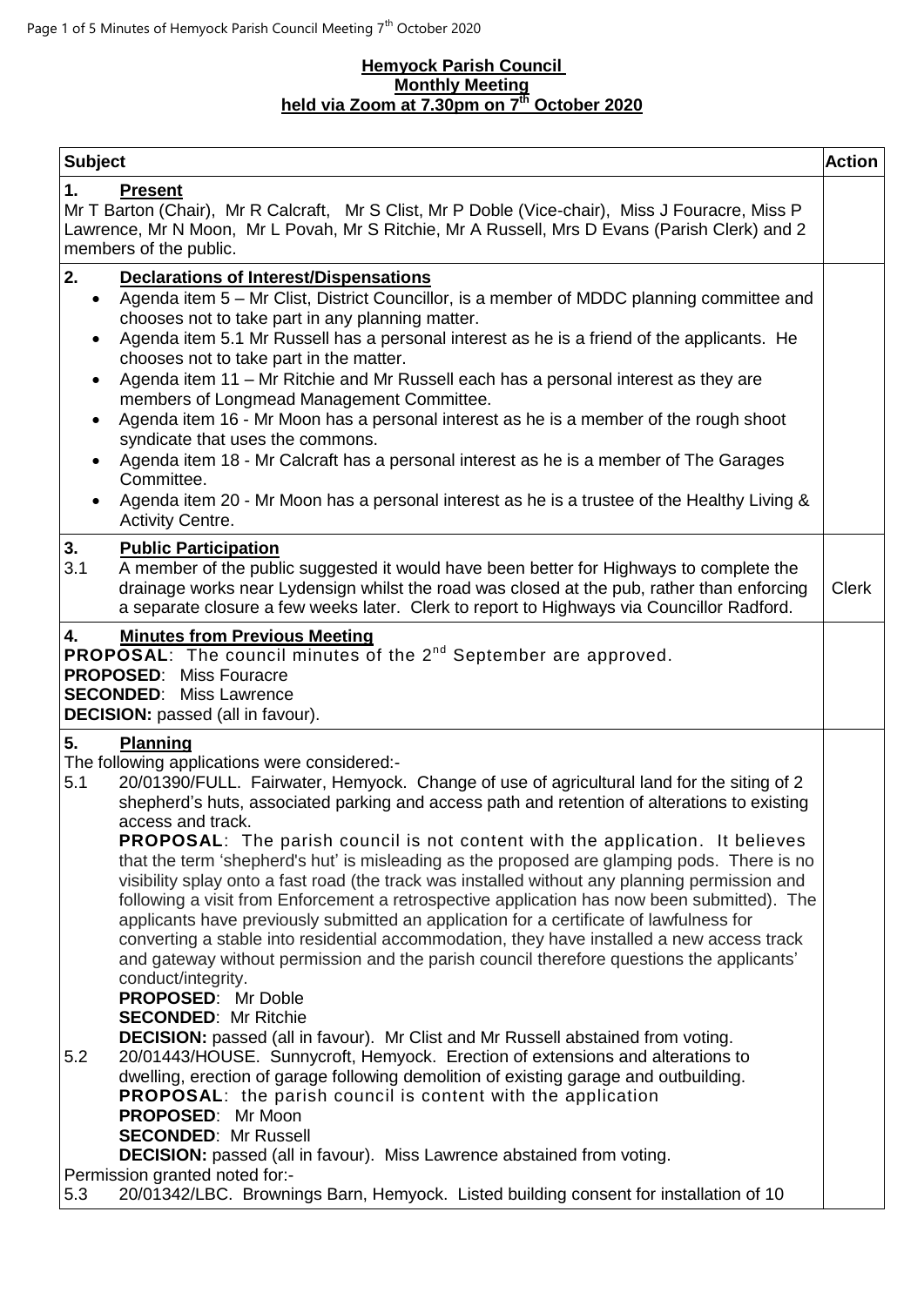**Hemyock Parish Council**
**Monthly Meeting**
**held via Zoom at 7.30pm on 7th October 2020**

| Subject | Action |
|---|---|
| **1. Present**<br>Mr T Barton (Chair), Mr R Calcraft, Mr S Clist, Mr P Doble (Vice-chair), Miss J Fouracre, Miss P Lawrence, Mr N Moon, Mr L Povah, Mr S Ritchie, Mr A Russell, Mrs D Evans (Parish Clerk) and 2 members of the public. | |
| **2. Declarations of Interest/Dispensations**<br>• Agenda item 5 – Mr Clist, District Councillor, is a member of MDDC planning committee and chooses not to take part in any planning matter.<br>• Agenda item 5.1 Mr Russell has a personal interest as he is a friend of the applicants. He chooses not to take part in the matter.<br>• Agenda item 11 – Mr Ritchie and Mr Russell each has a personal interest as they are members of Longmead Management Committee.<br>• Agenda item 16 - Mr Moon has a personal interest as he is a member of the rough shoot syndicate that uses the commons.<br>• Agenda item 18 - Mr Calcraft has a personal interest as he is a member of The Garages Committee.<br>• Agenda item 20 - Mr Moon has a personal interest as he is a trustee of the Healthy Living & Activity Centre. | |
| **3. Public Participation**<br>3.1 A member of the public suggested it would have been better for Highways to complete the drainage works near Lydensign whilst the road was closed at the pub, rather than enforcing a separate closure a few weeks later. Clerk to report to Highways via Councillor Radford. | Clerk |
| **4. Minutes from Previous Meeting**<br>**PROPOSAL**: The council minutes of the 2nd September are approved.<br>**PROPOSED**: Miss Fouracre<br>**SECONDED**: Miss Lawrence<br>**DECISION:** passed (all in favour). | |
| **5. Planning**<br>The following applications were considered:-<br>5.1 20/01390/FULL. Fairwater, Hemyock. Change of use of agricultural land for the siting of 2 shepherd's huts, associated parking and access path and retention of alterations to existing access and track.<br>**PROPOSAL**: The parish council is not content with the application. It believes that the term 'shepherd's hut' is misleading as the proposed are glamping pods. There is no visibility splay onto a fast road (the track was installed without any planning permission and following a visit from Enforcement a retrospective application has now been submitted). The applicants have previously submitted an application for a certificate of lawfulness for converting a stable into residential accommodation, they have installed a new access track and gateway without permission and the parish council therefore questions the applicants' conduct/integrity.<br>**PROPOSED**: Mr Doble<br>**SECONDED**: Mr Ritchie<br>**DECISION:** passed (all in favour). Mr Clist and Mr Russell abstained from voting.<br>5.2 20/01443/HOUSE. Sunnycroft, Hemyock. Erection of extensions and alterations to dwelling, erection of garage following demolition of existing garage and outbuilding.<br>**PROPOSAL**: the parish council is content with the application<br>**PROPOSED**: Mr Moon<br>**SECONDED**: Mr Russell<br>**DECISION:** passed (all in favour). Miss Lawrence abstained from voting.<br>Permission granted noted for:-<br>5.3 20/01342/LBC. Brownings Barn, Hemyock. Listed building consent for installation of 10 | |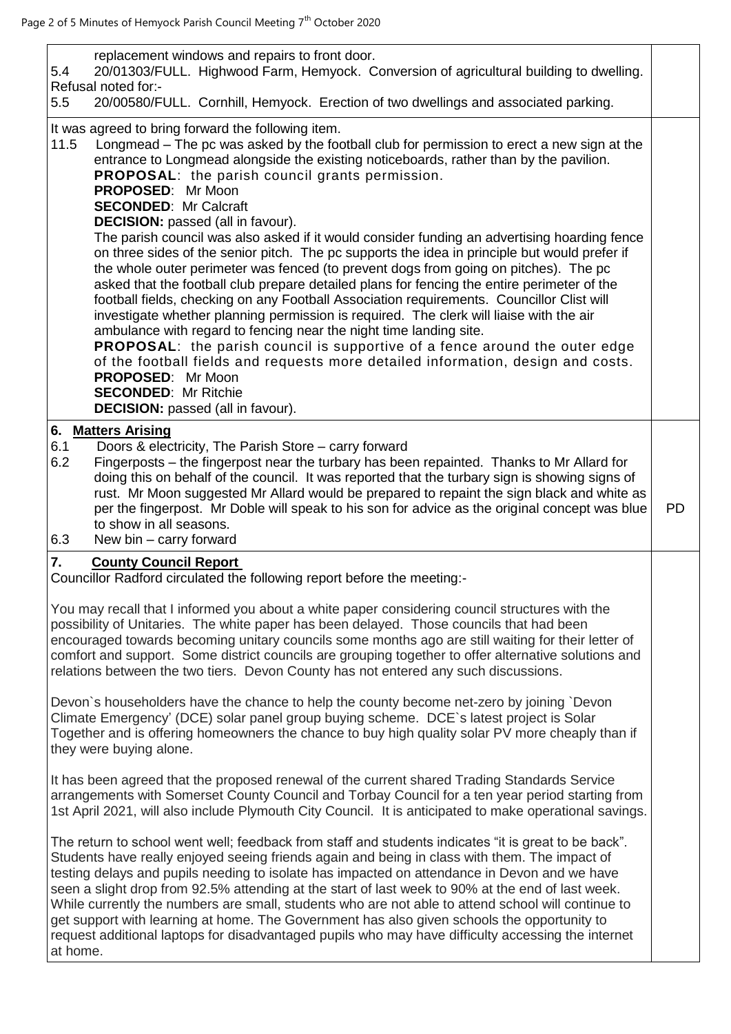replacement windows and repairs to front door.

5.4 20/01303/FULL. Highwood Farm, Hemyock. Conversion of agricultural building to dwelling.

Refusal noted for:-

5.5 20/00580/FULL. Cornhill, Hemyock. Erection of two dwellings and associated parking.

It was agreed to bring forward the following item.

11.5 Longmead – The pc was asked by the football club for permission to erect a new sign at the entrance to Longmead alongside the existing noticeboards, rather than by the pavilion.

**PROPOSAL**: the parish council grants permission.
**PROPOSED**: Mr Moon
**SECONDED**: Mr Calcraft
**DECISION:** passed (all in favour).

The parish council was also asked if it would consider funding an advertising hoarding fence on three sides of the senior pitch. The pc supports the idea in principle but would prefer if the whole outer perimeter was fenced (to prevent dogs from going on pitches). The pc asked that the football club prepare detailed plans for fencing the entire perimeter of the football fields, checking on any Football Association requirements. Councillor Clist will investigate whether planning permission is required. The clerk will liaise with the air ambulance with regard to fencing near the night time landing site.

**PROPOSAL**: the parish council is supportive of a fence around the outer edge of the football fields and requests more detailed information, design and costs.
**PROPOSED**: Mr Moon
**SECONDED**: Mr Ritchie
**DECISION:** passed (all in favour).

## 6. Matters Arising

6.1 Doors & electricity, The Parish Store – carry forward

6.2 Fingerposts – the fingerpost near the turbary has been repainted. Thanks to Mr Allard for doing this on behalf of the council. It was reported that the turbary sign is showing signs of rust. Mr Moon suggested Mr Allard would be prepared to repaint the sign black and white as per the fingerpost. Mr Doble will speak to his son for advice as the original concept was blue to show in all seasons. **PD**

6.3 New bin – carry forward

## 7. County Council Report

Councillor Radford circulated the following report before the meeting:-

You may recall that I informed you about a white paper considering council structures with the possibility of Unitaries. The white paper has been delayed. Those councils that had been encouraged towards becoming unitary councils some months ago are still waiting for their letter of comfort and support. Some district councils are grouping together to offer alternative solutions and relations between the two tiers. Devon County has not entered any such discussions.

Devon`s householders have the chance to help the county become net-zero by joining `Devon Climate Emergency' (DCE) solar panel group buying scheme. DCE`s latest project is Solar Together and is offering homeowners the chance to buy high quality solar PV more cheaply than if they were buying alone.

It has been agreed that the proposed renewal of the current shared Trading Standards Service arrangements with Somerset County Council and Torbay Council for a ten year period starting from 1st April 2021, will also include Plymouth City Council. It is anticipated to make operational savings.

The return to school went well; feedback from staff and students indicates "it is great to be back". Students have really enjoyed seeing friends again and being in class with them. The impact of testing delays and pupils needing to isolate has impacted on attendance in Devon and we have seen a slight drop from 92.5% attending at the start of last week to 90% at the end of last week. While currently the numbers are small, students who are not able to attend school will continue to get support with learning at home. The Government has also given schools the opportunity to request additional laptops for disadvantaged pupils who may have difficulty accessing the internet at home.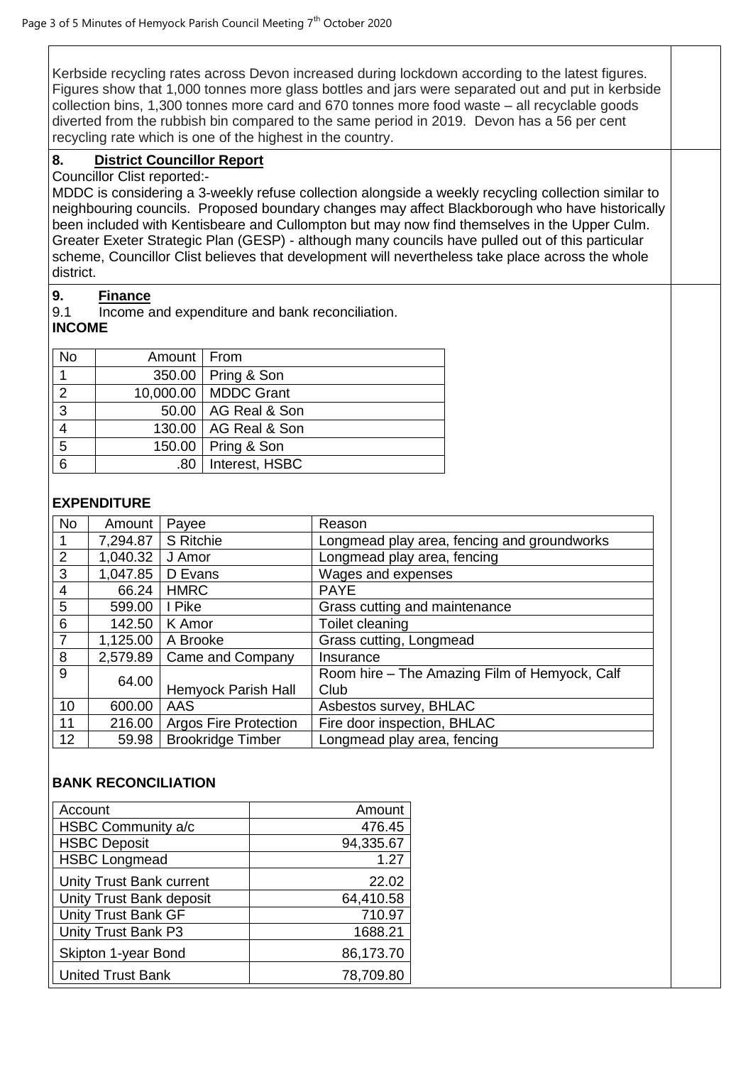Kerbside recycling rates across Devon increased during lockdown according to the latest figures. Figures show that 1,000 tonnes more glass bottles and jars were separated out and put in kerbside collection bins, 1,300 tonnes more card and 670 tonnes more food waste – all recyclable goods diverted from the rubbish bin compared to the same period in 2019. Devon has a 56 per cent recycling rate which is one of the highest in the country.

## 8. District Councillor Report

Councillor Clist reported:-

MDDC is considering a 3-weekly refuse collection alongside a weekly recycling collection similar to neighbouring councils. Proposed boundary changes may affect Blackborough who have historically been included with Kentisbeare and Cullompton but may now find themselves in the Upper Culm. Greater Exeter Strategic Plan (GESP) - although many councils have pulled out of this particular scheme, Councillor Clist believes that development will nevertheless take place across the whole district.

## 9. Finance

9.1 Income and expenditure and bank reconciliation.

**INCOME**

| No | Amount | From |
|---|---|---|
| 1 | 350.00 | Pring & Son |
| 2 | 10,000.00 | MDDC Grant |
| 3 | 50.00 | AG Real & Son |
| 4 | 130.00 | AG Real & Son |
| 5 | 150.00 | Pring & Son |
| 6 | .80 | Interest, HSBC |

**EXPENDITURE**

| No | Amount | Payee | Reason |
|---|---|---|---|
| 1 | 7,294.87 | S Ritchie | Longmead play area, fencing and groundworks |
| 2 | 1,040.32 | J Amor | Longmead play area, fencing |
| 3 | 1,047.85 | D Evans | Wages and expenses |
| 4 | 66.24 | HMRC | PAYE |
| 5 | 599.00 | I Pike | Grass cutting and maintenance |
| 6 | 142.50 | K Amor | Toilet cleaning |
| 7 | 1,125.00 | A Brooke | Grass cutting, Longmead |
| 8 | 2,579.89 | Came and Company | Insurance |
| 9 | 64.00 | Hemyock Parish Hall | Room hire – The Amazing Film of Hemyock, Calf Club |
| 10 | 600.00 | AAS | Asbestos survey, BHLAC |
| 11 | 216.00 | Argos Fire Protection | Fire door inspection, BHLAC |
| 12 | 59.98 | Brookridge Timber | Longmead play area, fencing |

**BANK RECONCILIATION**

| Account | Amount |
|---|---|
| HSBC Community a/c | 476.45 |
| HSBC Deposit | 94,335.67 |
| HSBC Longmead | 1.27 |
| Unity Trust Bank current | 22.02 |
| Unity Trust Bank deposit | 64,410.58 |
| Unity Trust Bank GF | 710.97 |
| Unity Trust Bank P3 | 1688.21 |
| Skipton 1-year Bond | 86,173.70 |
| United Trust Bank | 78,709.80 |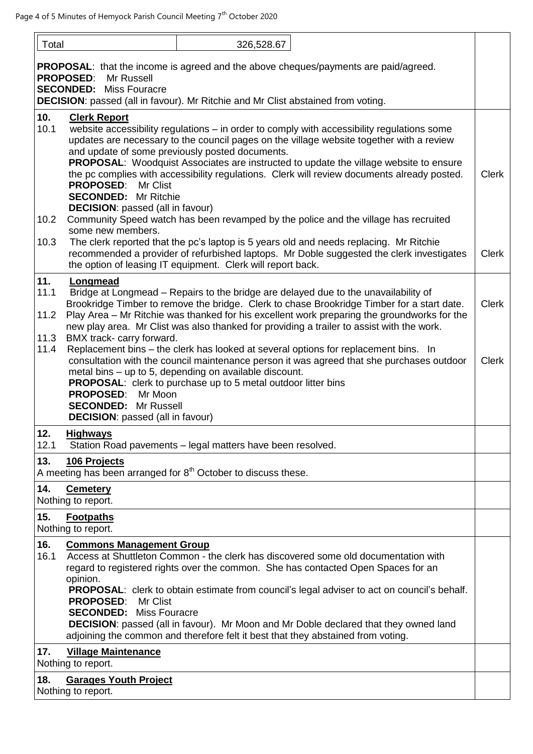| Total | 326,528.67 | |
|---|---|---|

**PROPOSAL**: that the income is agreed and the above cheques/payments are paid/agreed.
**PROPOSED**: Mr Russell
**SECONDED:** Miss Fouracre
**DECISION**: passed (all in favour). Mr Ritchie and Mr Clist abstained from voting.

## 10. Clerk Report

10.1 website accessibility regulations – in order to comply with accessibility regulations some updates are necessary to the council pages on the village website together with a review and update of some previously posted documents.
**PROPOSAL**: Woodquist Associates are instructed to update the village website to ensure the pc complies with accessibility regulations. Clerk will review documents already posted. — **Clerk**
**PROPOSED**: Mr Clist
**SECONDED:** Mr Ritchie
**DECISION**: passed (all in favour)

10.2 Community Speed watch has been revamped by the police and the village has recruited some new members.

10.3 The clerk reported that the pc's laptop is 5 years old and needs replacing. Mr Ritchie recommended a provider of refurbished laptops. Mr Doble suggested the clerk investigates the option of leasing IT equipment. Clerk will report back. — **Clerk**

## 11. Longmead

11.1 Bridge at Longmead – Repairs to the bridge are delayed due to the unavailability of Brookridge Timber to remove the bridge. Clerk to chase Brookridge Timber for a start date. — **Clerk**

11.2 Play Area – Mr Ritchie was thanked for his excellent work preparing the groundworks for the new play area. Mr Clist was also thanked for providing a trailer to assist with the work.

11.3 BMX track- carry forward.

11.4 Replacement bins – the clerk has looked at several options for replacement bins. In consultation with the council maintenance person it was agreed that she purchases outdoor metal bins – up to 5, depending on available discount. — **Clerk**
**PROPOSAL**: clerk to purchase up to 5 metal outdoor litter bins
**PROPOSED**: Mr Moon
**SECONDED:** Mr Russell
**DECISION**: passed (all in favour)

## 12. Highways

12.1 Station Road pavements – legal matters have been resolved.

## 13. 106 Projects

A meeting has been arranged for 8th October to discuss these.

## 14. Cemetery

Nothing to report.

## 15. Footpaths

Nothing to report.

## 16. Commons Management Group

16.1 Access at Shuttleton Common - the clerk has discovered some old documentation with regard to registered rights over the common. She has contacted Open Spaces for an opinion.
**PROPOSAL**: clerk to obtain estimate from council's legal adviser to act on council's behalf.
**PROPOSED**: Mr Clist
**SECONDED:** Miss Fouracre
**DECISION**: passed (all in favour). Mr Moon and Mr Doble declared that they owned land adjoining the common and therefore felt it best that they abstained from voting.

## 17. Village Maintenance

Nothing to report.

## 18. Garages Youth Project

Nothing to report.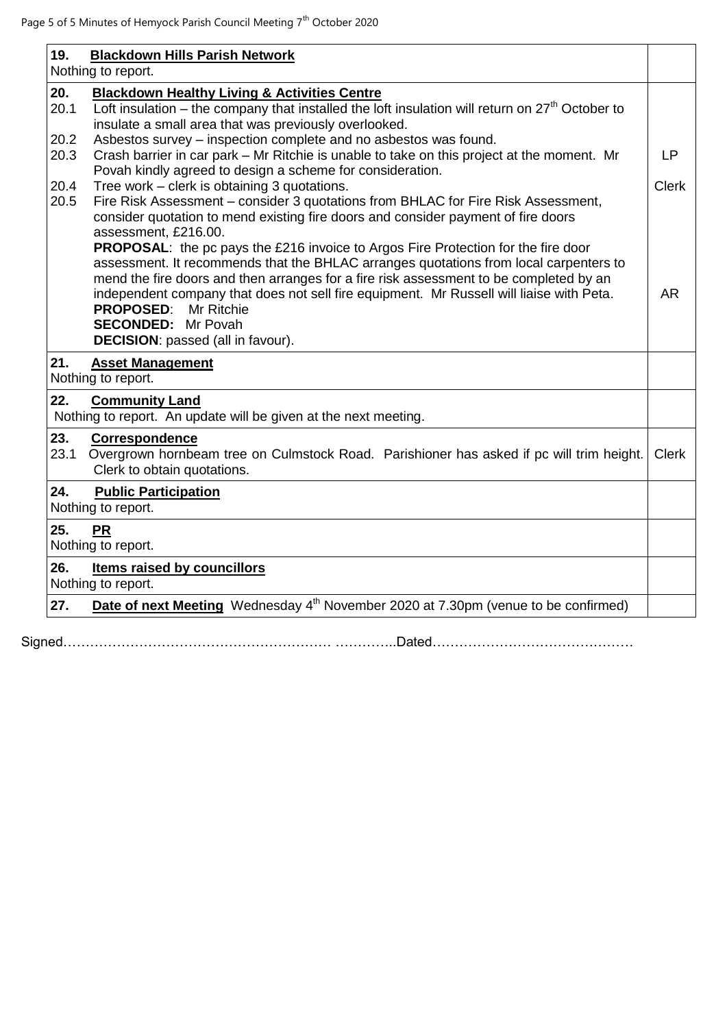| | |
|---|---|
| **19. Blackdown Hills Parish Network**<br>Nothing to report. | |
| **20. Blackdown Healthy Living & Activities Centre**<br>20.1 Loft insulation – the company that installed the loft insulation will return on 27th October to insulate a small area that was previously overlooked.<br>20.2 Asbestos survey – inspection complete and no asbestos was found.<br>20.3 Crash barrier in car park – Mr Ritchie is unable to take on this project at the moment. Mr Povah kindly agreed to design a scheme for consideration.<br>20.4 Tree work – clerk is obtaining 3 quotations.<br>20.5 Fire Risk Assessment – consider 3 quotations from BHLAC for Fire Risk Assessment, consider quotation to mend existing fire doors and consider payment of fire doors assessment, £216.00.<br>**PROPOSAL**: the pc pays the £216 invoice to Argos Fire Protection for the fire door assessment. It recommends that the BHLAC arranges quotations from local carpenters to mend the fire doors and then arranges for a fire risk assessment to be completed by an independent company that does not sell fire equipment. Mr Russell will liaise with Peta.<br>**PROPOSED**: Mr Ritchie<br>**SECONDED**: Mr Povah<br>**DECISION**: passed (all in favour). | LP<br>Clerk<br>AR |
| **21. Asset Management**<br>Nothing to report. | |
| **22. Community Land**<br>Nothing to report. An update will be given at the next meeting. | |
| **23. Correspondence**<br>23.1 Overgrown hornbeam tree on Culmstock Road. Parishioner has asked if pc will trim height. Clerk to obtain quotations. | Clerk |
| **24. Public Participation**<br>Nothing to report. | |
| **25. PR**<br>Nothing to report. | |
| **26. Items raised by councillors**<br>Nothing to report. | |
| **27. Date of next Meeting** Wednesday 4th November 2020 at 7.30pm (venue to be confirmed) | |

Signed…………………………………………………… …………..Dated……………………………………